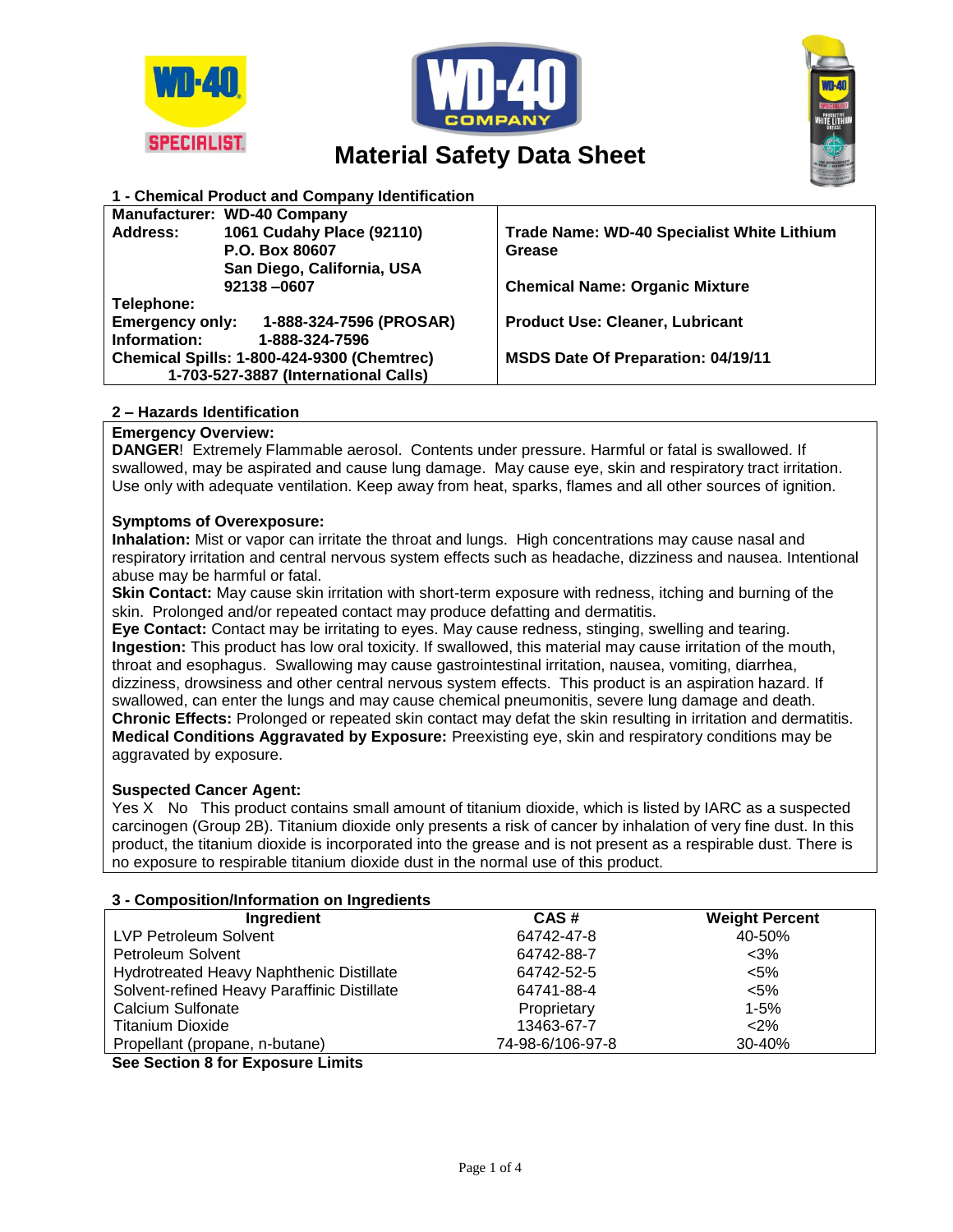# Material Safety Data Sheet

## 1 - Chemical Product and Company Identification

**Manufacturer: WD-40 Company**
**Address: 1061 Cudahy Place (92110)**
**P.O. Box 80607**
**San Diego, California, USA**
**92138 –0607**
**Telephone:**
**Emergency only: 1-888-324-7596 (PROSAR)**
**Information: 1-888-324-7596**
**Chemical Spills: 1-800-424-9300 (Chemtrec)**
**1-703-527-3887 (International Calls)**

**Trade Name: WD-40 Specialist White Lithium Grease**

**Chemical Name: Organic Mixture**

**Product Use: Cleaner, Lubricant**

**MSDS Date Of Preparation: 04/19/11**

## 2 – Hazards Identification

**Emergency Overview:**
**DANGER**! Extremely Flammable aerosol. Contents under pressure. Harmful or fatal is swallowed. If swallowed, may be aspirated and cause lung damage. May cause eye, skin and respiratory tract irritation. Use only with adequate ventilation. Keep away from heat, sparks, flames and all other sources of ignition.

**Symptoms of Overexposure:**
**Inhalation:** Mist or vapor can irritate the throat and lungs. High concentrations may cause nasal and respiratory irritation and central nervous system effects such as headache, dizziness and nausea. Intentional abuse may be harmful or fatal.
**Skin Contact:** May cause skin irritation with short-term exposure with redness, itching and burning of the skin. Prolonged and/or repeated contact may produce defatting and dermatitis.
**Eye Contact:** Contact may be irritating to eyes. May cause redness, stinging, swelling and tearing.
**Ingestion:** This product has low oral toxicity. If swallowed, this material may cause irritation of the mouth, throat and esophagus. Swallowing may cause gastrointestinal irritation, nausea, vomiting, diarrhea, dizziness, drowsiness and other central nervous system effects. This product is an aspiration hazard. If swallowed, can enter the lungs and may cause chemical pneumonitis, severe lung damage and death.
**Chronic Effects:** Prolonged or repeated skin contact may defat the skin resulting in irritation and dermatitis.
**Medical Conditions Aggravated by Exposure:** Preexisting eye, skin and respiratory conditions may be aggravated by exposure.

**Suspected Cancer Agent:**
Yes X No This product contains small amount of titanium dioxide, which is listed by IARC as a suspected carcinogen (Group 2B). Titanium dioxide only presents a risk of cancer by inhalation of very fine dust. In this product, the titanium dioxide is incorporated into the grease and is not present as a respirable dust. There is no exposure to respirable titanium dioxide dust in the normal use of this product.

## 3 - Composition/Information on Ingredients

| Ingredient | CAS # | Weight Percent |
|---|---|---|
| LVP Petroleum Solvent | 64742-47-8 | 40-50% |
| Petroleum Solvent | 64742-88-7 | <3% |
| Hydrotreated Heavy Naphthenic Distillate | 64742-52-5 | <5% |
| Solvent-refined Heavy Paraffinic Distillate | 64741-88-4 | <5% |
| Calcium Sulfonate | Proprietary | 1-5% |
| Titanium Dioxide | 13463-67-7 | <2% |
| Propellant (propane, n-butane) | 74-98-6/106-97-8 | 30-40% |

**See Section 8 for Exposure Limits**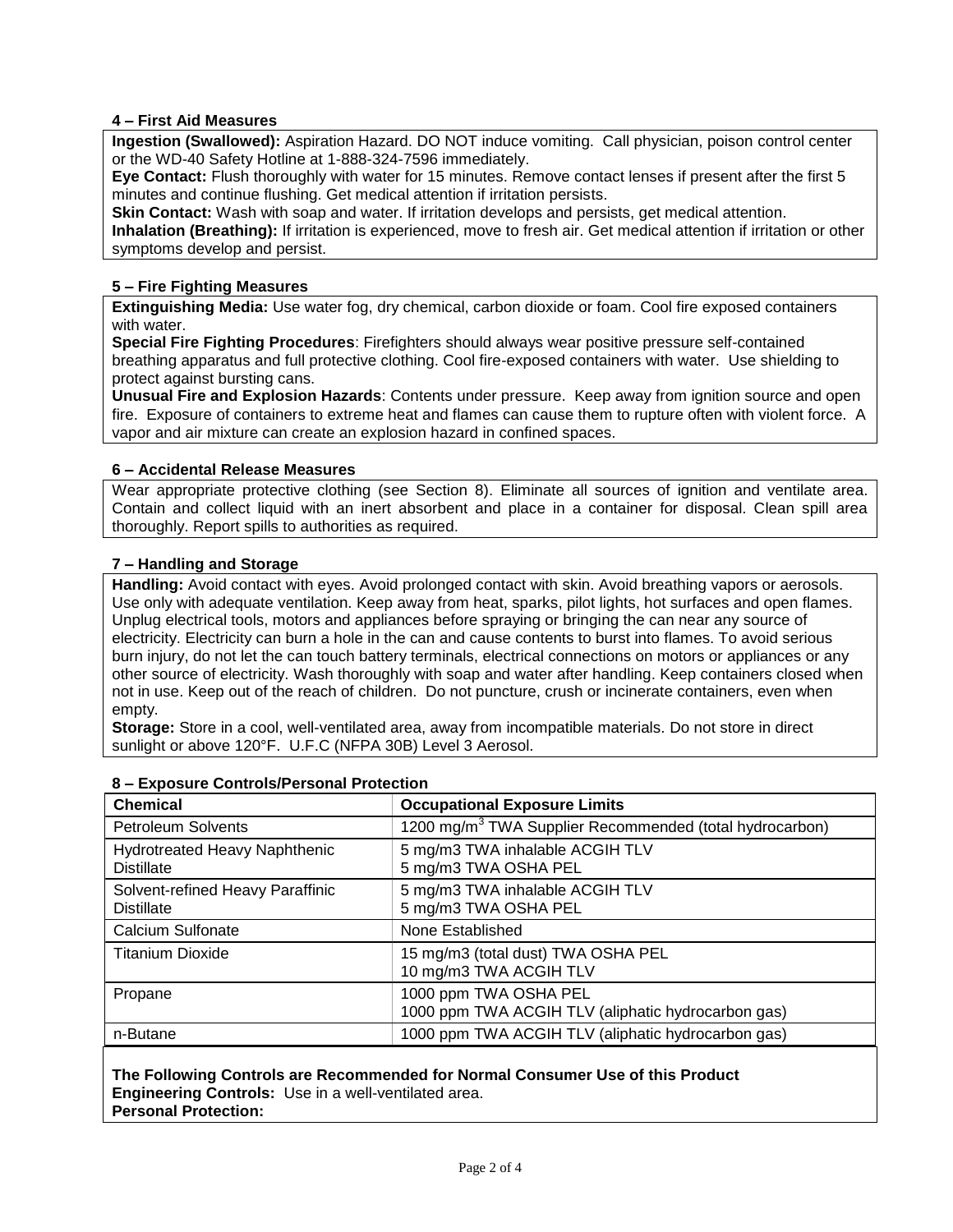## 4 – First Aid Measures

**Ingestion (Swallowed):** Aspiration Hazard. DO NOT induce vomiting. Call physician, poison control center or the WD-40 Safety Hotline at 1-888-324-7596 immediately.
**Eye Contact:** Flush thoroughly with water for 15 minutes. Remove contact lenses if present after the first 5 minutes and continue flushing. Get medical attention if irritation persists.
**Skin Contact:** Wash with soap and water. If irritation develops and persists, get medical attention.
**Inhalation (Breathing):** If irritation is experienced, move to fresh air. Get medical attention if irritation or other symptoms develop and persist.

## 5 – Fire Fighting Measures

**Extinguishing Media:** Use water fog, dry chemical, carbon dioxide or foam. Cool fire exposed containers with water.
**Special Fire Fighting Procedures**: Firefighters should always wear positive pressure self-contained breathing apparatus and full protective clothing. Cool fire-exposed containers with water. Use shielding to protect against bursting cans.
**Unusual Fire and Explosion Hazards**: Contents under pressure. Keep away from ignition source and open fire. Exposure of containers to extreme heat and flames can cause them to rupture often with violent force. A vapor and air mixture can create an explosion hazard in confined spaces.

## 6 – Accidental Release Measures

Wear appropriate protective clothing (see Section 8). Eliminate all sources of ignition and ventilate area. Contain and collect liquid with an inert absorbent and place in a container for disposal. Clean spill area thoroughly. Report spills to authorities as required.

## 7 – Handling and Storage

**Handling:** Avoid contact with eyes. Avoid prolonged contact with skin. Avoid breathing vapors or aerosols. Use only with adequate ventilation. Keep away from heat, sparks, pilot lights, hot surfaces and open flames. Unplug electrical tools, motors and appliances before spraying or bringing the can near any source of electricity. Electricity can burn a hole in the can and cause contents to burst into flames. To avoid serious burn injury, do not let the can touch battery terminals, electrical connections on motors or appliances or any other source of electricity. Wash thoroughly with soap and water after handling. Keep containers closed when not in use. Keep out of the reach of children. Do not puncture, crush or incinerate containers, even when empty.
**Storage:** Store in a cool, well-ventilated area, away from incompatible materials. Do not store in direct sunlight or above 120°F. U.F.C (NFPA 30B) Level 3 Aerosol.

## 8 – Exposure Controls/Personal Protection

| Chemical | Occupational Exposure Limits |
|---|---|
| Petroleum Solvents | 1200 mg/m$^3$ TWA Supplier Recommended (total hydrocarbon) |
| Hydrotreated Heavy Naphthenic Distillate | 5 mg/m3 TWA inhalable ACGIH TLV<br>5 mg/m3 TWA OSHA PEL |
| Solvent-refined Heavy Paraffinic Distillate | 5 mg/m3 TWA inhalable ACGIH TLV<br>5 mg/m3 TWA OSHA PEL |
| Calcium Sulfonate | None Established |
| Titanium Dioxide | 15 mg/m3 (total dust) TWA OSHA PEL<br>10 mg/m3 TWA ACGIH TLV |
| Propane | 1000 ppm TWA OSHA PEL<br>1000 ppm TWA ACGIH TLV (aliphatic hydrocarbon gas) |
| n-Butane | 1000 ppm TWA ACGIH TLV (aliphatic hydrocarbon gas) |

**The Following Controls are Recommended for Normal Consumer Use of this Product**
**Engineering Controls:** Use in a well-ventilated area.
**Personal Protection:**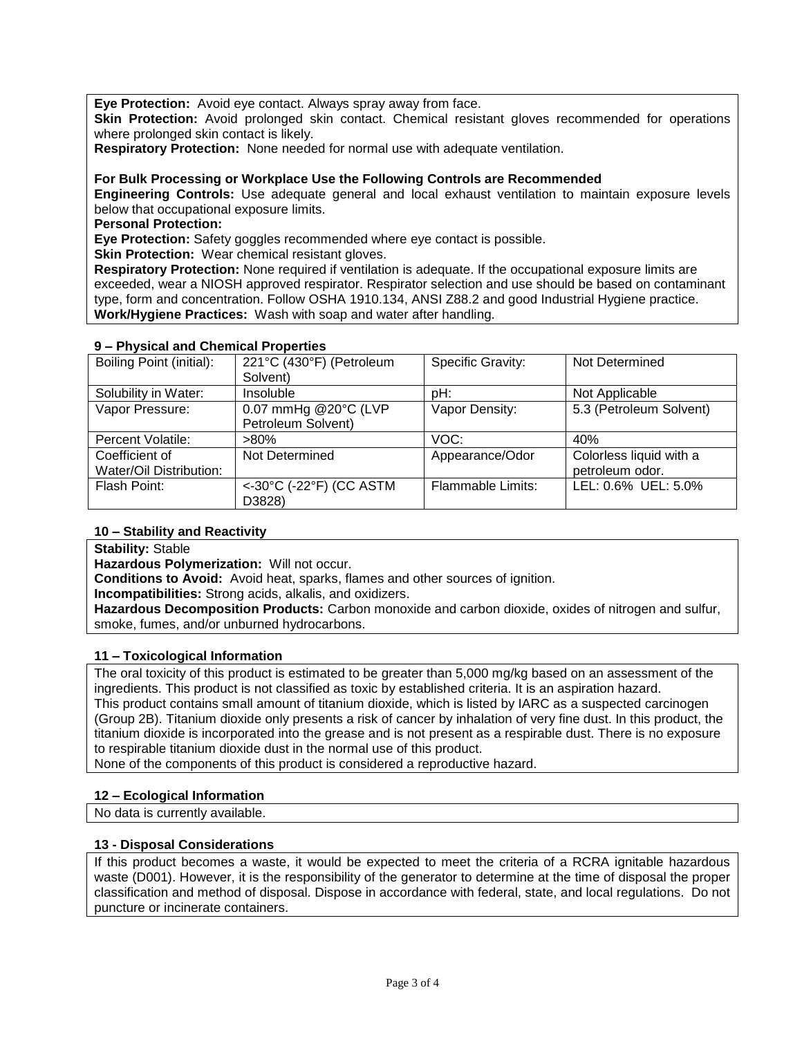**Eye Protection:** Avoid eye contact. Always spray away from face.
**Skin Protection:** Avoid prolonged skin contact. Chemical resistant gloves recommended for operations where prolonged skin contact is likely.
**Respiratory Protection:** None needed for normal use with adequate ventilation.

**For Bulk Processing or Workplace Use the Following Controls are Recommended**
**Engineering Controls:** Use adequate general and local exhaust ventilation to maintain exposure levels below that occupational exposure limits.
**Personal Protection:**
**Eye Protection:** Safety goggles recommended where eye contact is possible.
**Skin Protection:** Wear chemical resistant gloves.
**Respiratory Protection:** None required if ventilation is adequate. If the occupational exposure limits are exceeded, wear a NIOSH approved respirator. Respirator selection and use should be based on contaminant type, form and concentration. Follow OSHA 1910.134, ANSI Z88.2 and good Industrial Hygiene practice.
**Work/Hygiene Practices:** Wash with soap and water after handling.

### 9 – Physical and Chemical Properties

| | | | |
|---|---|---|---|
| Boiling Point (initial): | 221°C (430°F) (Petroleum Solvent) | Specific Gravity: | Not Determined |
| Solubility in Water: | Insoluble | pH: | Not Applicable |
| Vapor Pressure: | 0.07 mmHg @20°C (LVP Petroleum Solvent) | Vapor Density: | 5.3 (Petroleum Solvent) |
| Percent Volatile: | >80% | VOC: | 40% |
| Coefficient of Water/Oil Distribution: | Not Determined | Appearance/Odor | Colorless liquid with a petroleum odor. |
| Flash Point: | <-30°C (-22°F) (CC ASTM D3828) | Flammable Limits: | LEL: 0.6% UEL: 5.0% |

### 10 – Stability and Reactivity

**Stability:** Stable
**Hazardous Polymerization:** Will not occur.
**Conditions to Avoid:** Avoid heat, sparks, flames and other sources of ignition.
**Incompatibilities:** Strong acids, alkalis, and oxidizers.
**Hazardous Decomposition Products:** Carbon monoxide and carbon dioxide, oxides of nitrogen and sulfur, smoke, fumes, and/or unburned hydrocarbons.

### 11 – Toxicological Information

The oral toxicity of this product is estimated to be greater than 5,000 mg/kg based on an assessment of the ingredients. This product is not classified as toxic by established criteria. It is an aspiration hazard.
This product contains small amount of titanium dioxide, which is listed by IARC as a suspected carcinogen (Group 2B). Titanium dioxide only presents a risk of cancer by inhalation of very fine dust. In this product, the titanium dioxide is incorporated into the grease and is not present as a respirable dust. There is no exposure to respirable titanium dioxide dust in the normal use of this product.
None of the components of this product is considered a reproductive hazard.

### 12 – Ecological Information

No data is currently available.

### 13 - Disposal Considerations

If this product becomes a waste, it would be expected to meet the criteria of a RCRA ignitable hazardous waste (D001). However, it is the responsibility of the generator to determine at the time of disposal the proper classification and method of disposal. Dispose in accordance with federal, state, and local regulations. Do not puncture or incinerate containers.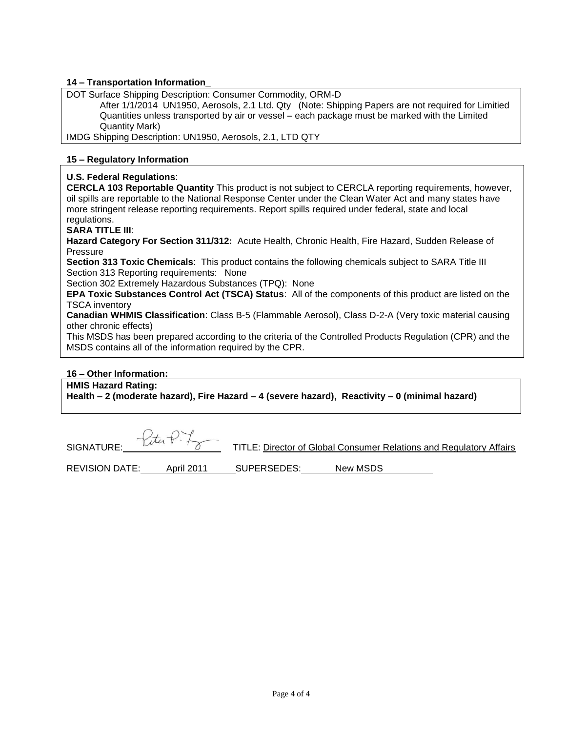## 14 – Transportation Information

DOT Surface Shipping Description: Consumer Commodity, ORM-D

After 1/1/2014 UN1950, Aerosols, 2.1 Ltd. Qty (Note: Shipping Papers are not required for Limitied Quantities unless transported by air or vessel – each package must be marked with the Limited Quantity Mark)

IMDG Shipping Description: UN1950, Aerosols, 2.1, LTD QTY

## 15 – Regulatory Information

**U.S. Federal Regulations**:

**CERCLA 103 Reportable Quantity** This product is not subject to CERCLA reporting requirements, however, oil spills are reportable to the National Response Center under the Clean Water Act and many states have more stringent release reporting requirements. Report spills required under federal, state and local regulations.

**SARA TITLE III**:

**Hazard Category For Section 311/312:** Acute Health, Chronic Health, Fire Hazard, Sudden Release of Pressure

**Section 313 Toxic Chemicals**: This product contains the following chemicals subject to SARA Title III Section 313 Reporting requirements: None

Section 302 Extremely Hazardous Substances (TPQ): None

**EPA Toxic Substances Control Act (TSCA) Status**: All of the components of this product are listed on the TSCA inventory

**Canadian WHMIS Classification**: Class B-5 (Flammable Aerosol), Class D-2-A (Very toxic material causing other chronic effects)

This MSDS has been prepared according to the criteria of the Controlled Products Regulation (CPR) and the MSDS contains all of the information required by the CPR.

## 16 – Other Information:

**HMIS Hazard Rating:**

**Health – 2 (moderate hazard), Fire Hazard – 4 (severe hazard), Reactivity – 0 (minimal hazard)**

SIGNATURE: Peter P. Ly TITLE: Director of Global Consumer Relations and Regulatory Affairs

REVISION DATE: April 2011 SUPERSEDES: New MSDS